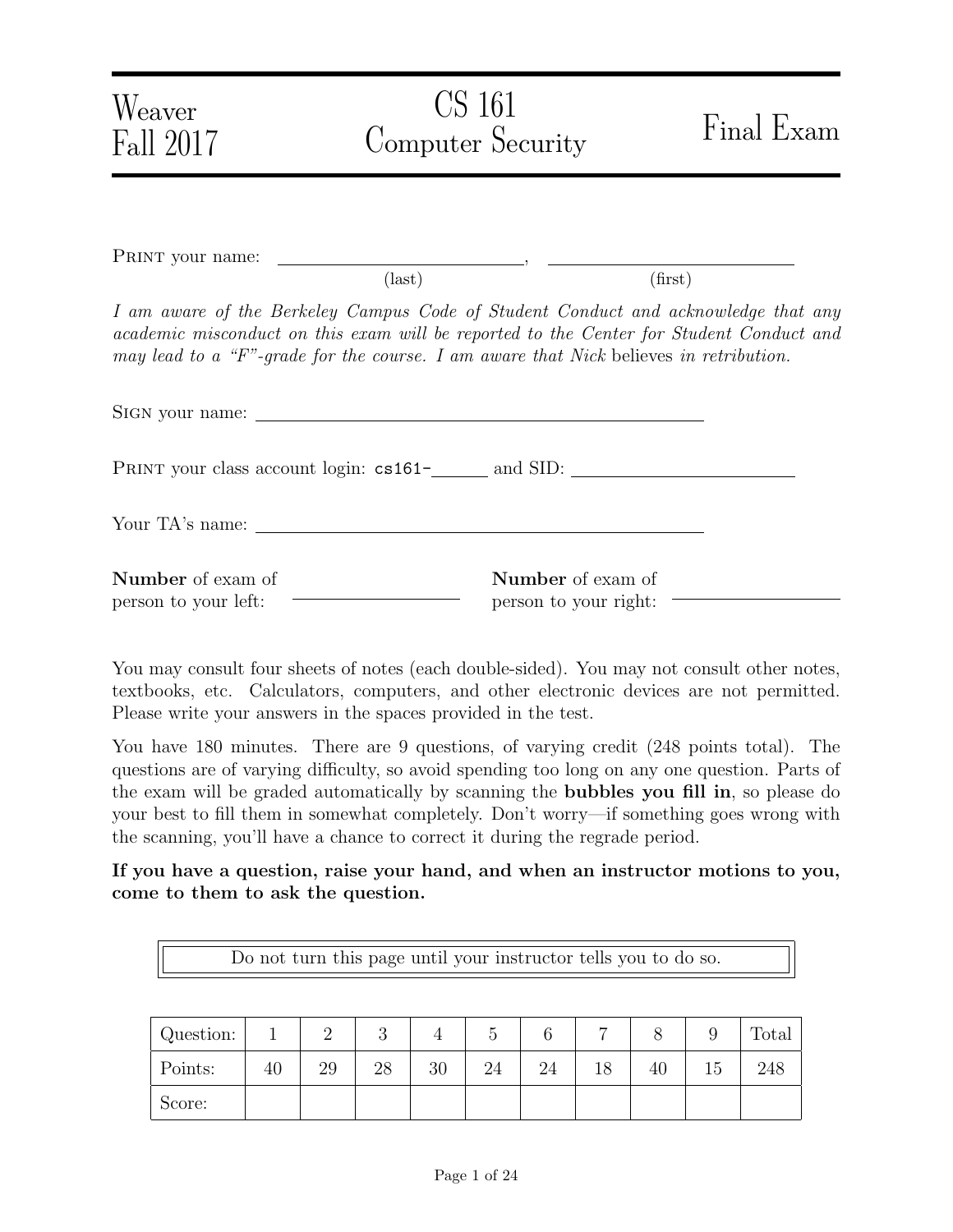Weaver
Fall 2017

# CS 161 Computer Security

# Final Exam

PRINT your name: ______________________, ______________________
(last) (first)

*I am aware of the Berkeley Campus Code of Student Conduct and acknowledge that any academic misconduct on this exam will be reported to the Center for Student Conduct and may lead to a "F"-grade for the course. I am aware that Nick* believes *in retribution.*

SIGN your name: ______________________________________

PRINT your class account login: cs161-______ and SID: ______________________

Your TA's name: ______________________________________

**Number** of exam of person to your left: ______________

**Number** of exam of person to your right: ______________

You may consult four sheets of notes (each double-sided). You may not consult other notes, textbooks, etc. Calculators, computers, and other electronic devices are not permitted. Please write your answers in the spaces provided in the test.

You have 180 minutes. There are 9 questions, of varying credit (248 points total). The questions are of varying difficulty, so avoid spending too long on any one question. Parts of the exam will be graded automatically by scanning the **bubbles you fill in**, so please do your best to fill them in somewhat completely. Don't worry—if something goes wrong with the scanning, you'll have a chance to correct it during the regrade period.

**If you have a question, raise your hand, and when an instructor motions to you, come to them to ask the question.**

| Do not turn this page until your instructor tells you to do so. |
|---|

| Question: | 1 | 2 | 3 | 4 | 5 | 6 | 7 | 8 | 9 | Total |
|---|---|---|---|---|---|---|---|---|---|---|
| Points: | 40 | 29 | 28 | 30 | 24 | 24 | 18 | 40 | 15 | 248 |
| Score: | | | | | | | | | | |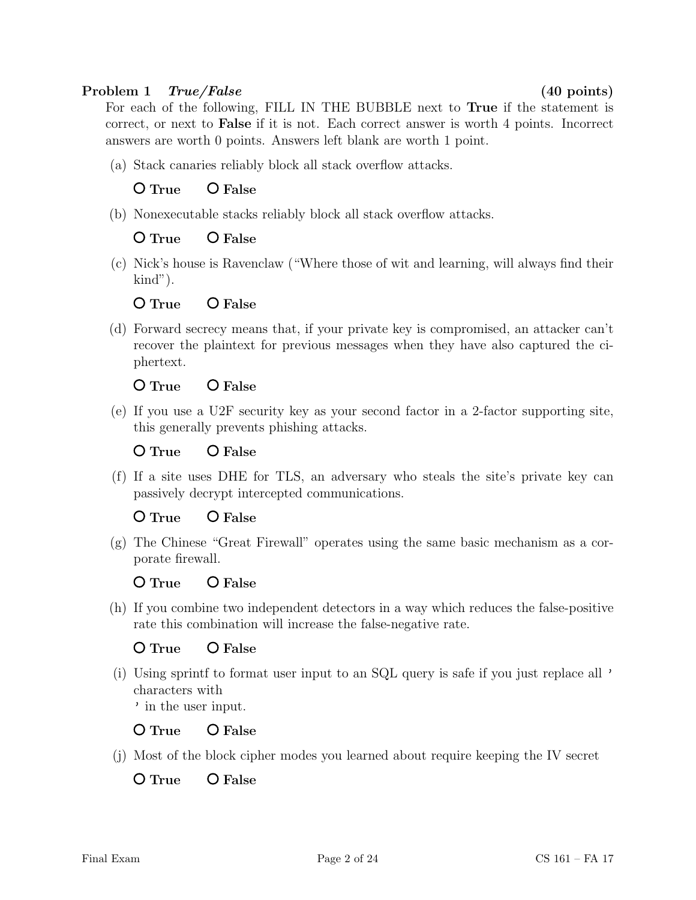**Problem 1** ***True/False*** **(40 points)**

For each of the following, FILL IN THE BUBBLE next to **True** if the statement is correct, or next to **False** if it is not. Each correct answer is worth 4 points. Incorrect answers are worth 0 points. Answers left blank are worth 1 point.

(a) Stack canaries reliably block all stack overflow attacks.

○ **True** ○ **False**

(b) Nonexecutable stacks reliably block all stack overflow attacks.

○ **True** ○ **False**

(c) Nick's house is Ravenclaw ("Where those of wit and learning, will always find their kind").

○ **True** ○ **False**

(d) Forward secrecy means that, if your private key is compromised, an attacker can't recover the plaintext for previous messages when they have also captured the ciphertext.

○ **True** ○ **False**

(e) If you use a U2F security key as your second factor in a 2-factor supporting site, this generally prevents phishing attacks.

○ **True** ○ **False**

(f) If a site uses DHE for TLS, an adversary who steals the site's private key can passively decrypt intercepted communications.

○ **True** ○ **False**

(g) The Chinese "Great Firewall" operates using the same basic mechanism as a corporate firewall.

○ **True** ○ **False**

(h) If you combine two independent detectors in a way which reduces the false-positive rate this combination will increase the false-negative rate.

○ **True** ○ **False**

(i) Using sprintf to format user input to an SQL query is safe if you just replace all ' characters with
' in the user input.

○ **True** ○ **False**

(j) Most of the block cipher modes you learned about require keeping the IV secret

○ **True** ○ **False**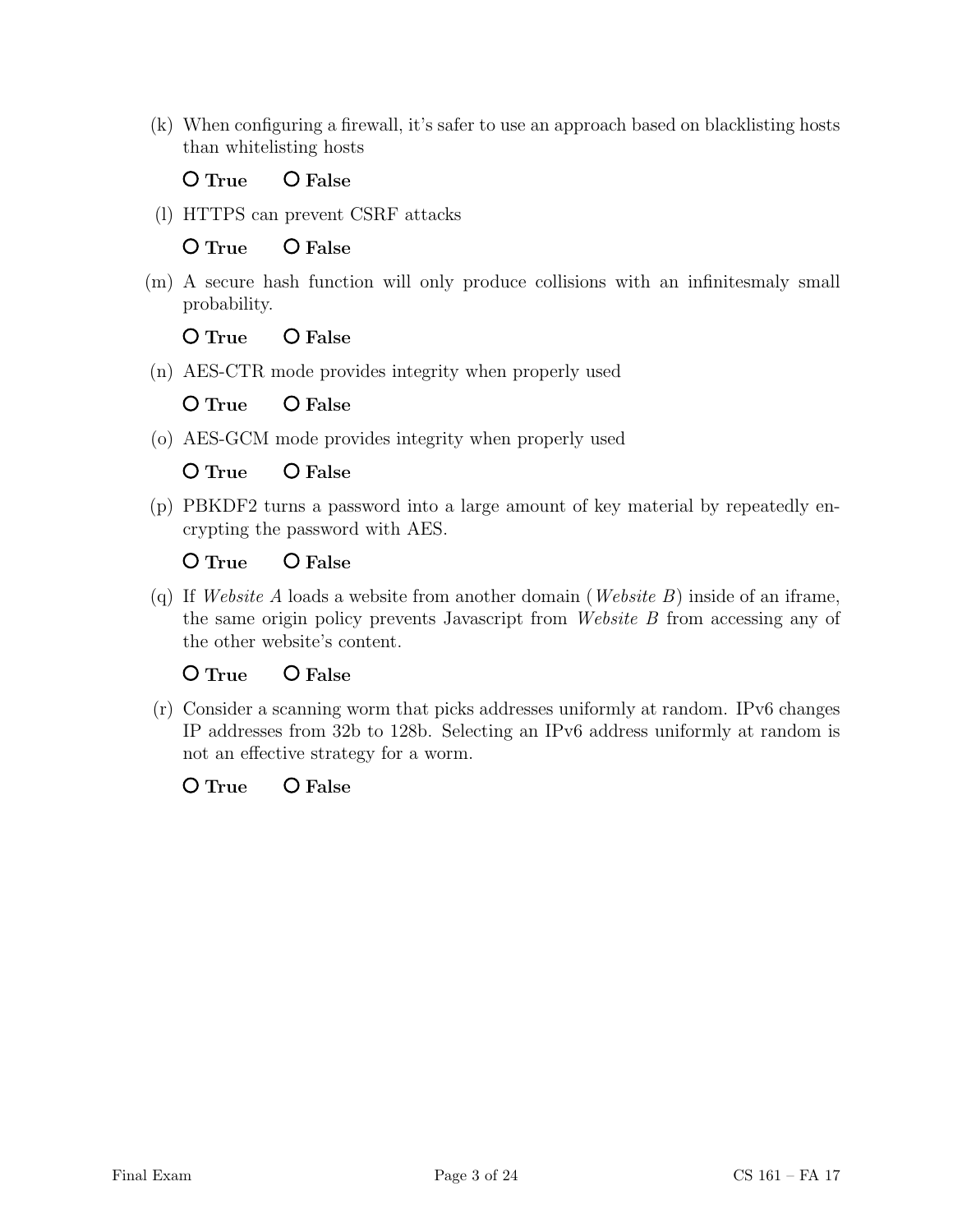(k) When configuring a firewall, it's safer to use an approach based on blacklisting hosts than whitelisting hosts

O **True** O **False**

(l) HTTPS can prevent CSRF attacks

O **True** O **False**

(m) A secure hash function will only produce collisions with an infinitesmaly small probability.

O **True** O **False**

(n) AES-CTR mode provides integrity when properly used

O **True** O **False**

(o) AES-GCM mode provides integrity when properly used

O **True** O **False**

(p) PBKDF2 turns a password into a large amount of key material by repeatedly encrypting the password with AES.

O **True** O **False**

(q) If *Website A* loads a website from another domain (*Website B*) inside of an iframe, the same origin policy prevents Javascript from *Website B* from accessing any of the other website's content.

O **True** O **False**

(r) Consider a scanning worm that picks addresses uniformly at random. IPv6 changes IP addresses from 32b to 128b. Selecting an IPv6 address uniformly at random is not an effective strategy for a worm.

O **True** O **False**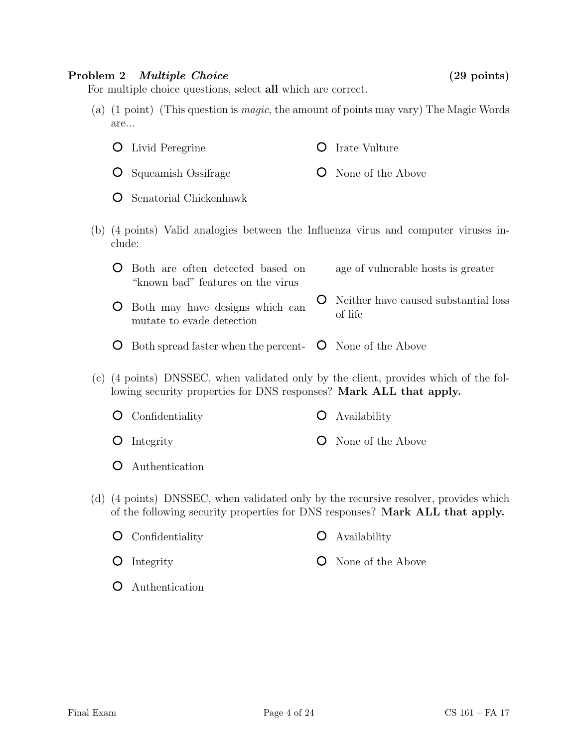**Problem 2** ***Multiple Choice*** **(29 points)**

For multiple choice questions, select **all** which are correct.

(a) (1 point) (This question is *magic*, the amount of points may vary) The Magic Words are...

- ○ Livid Peregrine
- ○ Squeamish Ossifrage
- ○ Senatorial Chickenhawk
- ○ Irate Vulture
- ○ None of the Above

(b) (4 points) Valid analogies between the Influenza virus and computer viruses include:

- ○ Both are often detected based on "known bad" features on the virus
- ○ Both may have designs which can mutate to evade detection
- ○ Both spread faster when the percentage of vulnerable hosts is greater
- ○ Neither have caused substantial loss of life
- ○ None of the Above

(c) (4 points) DNSSEC, when validated only by the client, provides which of the following security properties for DNS responses? **Mark ALL that apply.**

- ○ Confidentiality
- ○ Integrity
- ○ Authentication
- ○ Availability
- ○ None of the Above

(d) (4 points) DNSSEC, when validated only by the recursive resolver, provides which of the following security properties for DNS responses? **Mark ALL that apply.**

- ○ Confidentiality
- ○ Integrity
- ○ Authentication
- ○ Availability
- ○ None of the Above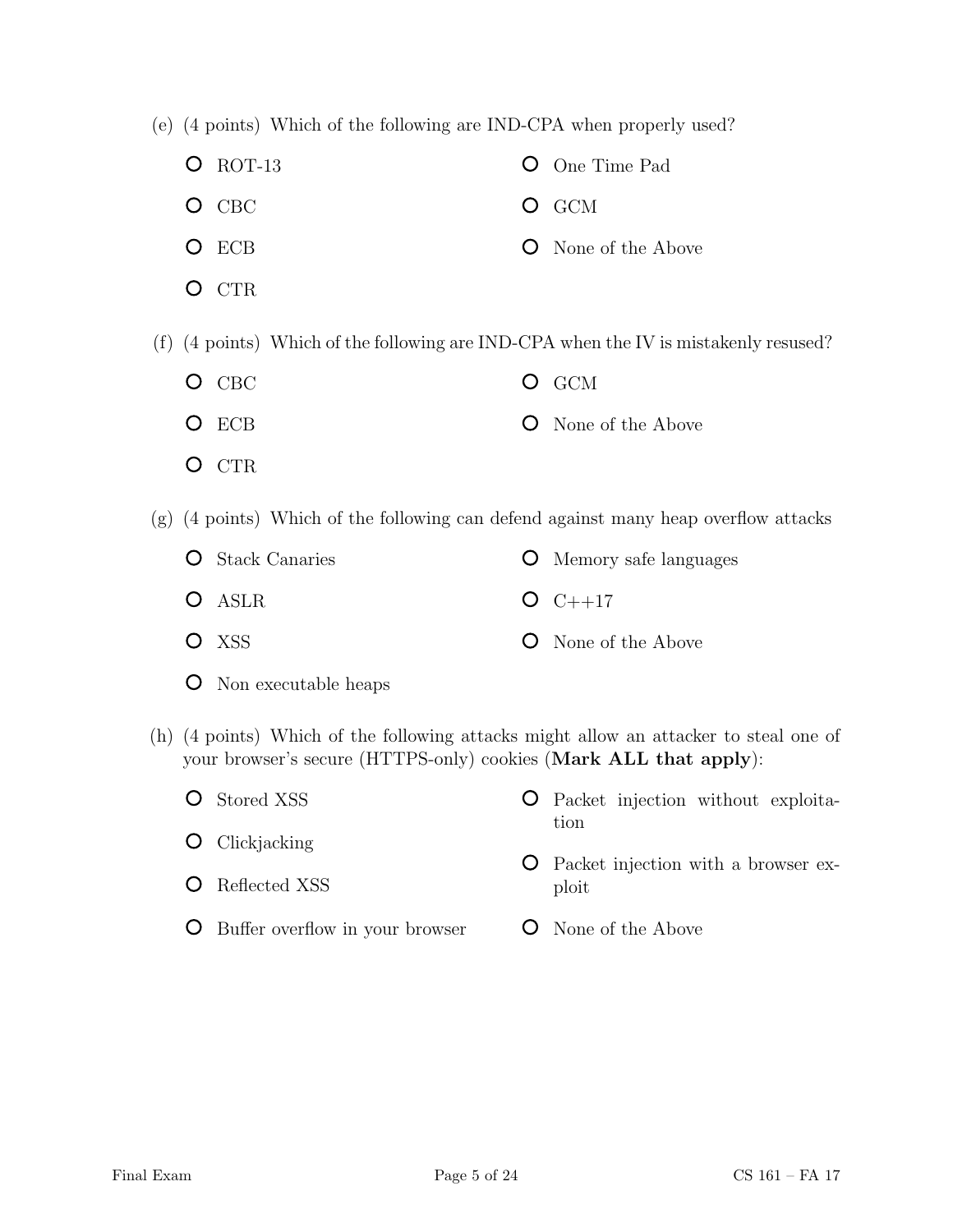(e) (4 points) Which of the following are IND-CPA when properly used?

- ○ ROT-13
- ○ CBC
- ○ ECB
- ○ CTR
- ○ One Time Pad
- ○ GCM
- ○ None of the Above

(f) (4 points) Which of the following are IND-CPA when the IV is mistakenly resused?

- ○ CBC
- ○ ECB
- ○ CTR
- ○ GCM
- ○ None of the Above

(g) (4 points) Which of the following can defend against many heap overflow attacks

- ○ Stack Canaries
- ○ ASLR
- ○ XSS
- ○ Non executable heaps
- ○ Memory safe languages
- ○ C++17
- ○ None of the Above

(h) (4 points) Which of the following attacks might allow an attacker to steal one of your browser's secure (HTTPS-only) cookies (**Mark ALL that apply**):

- ○ Stored XSS
- ○ Clickjacking
- ○ Reflected XSS
- ○ Buffer overflow in your browser
- ○ Packet injection without exploitation
- ○ Packet injection with a browser exploit
- ○ None of the Above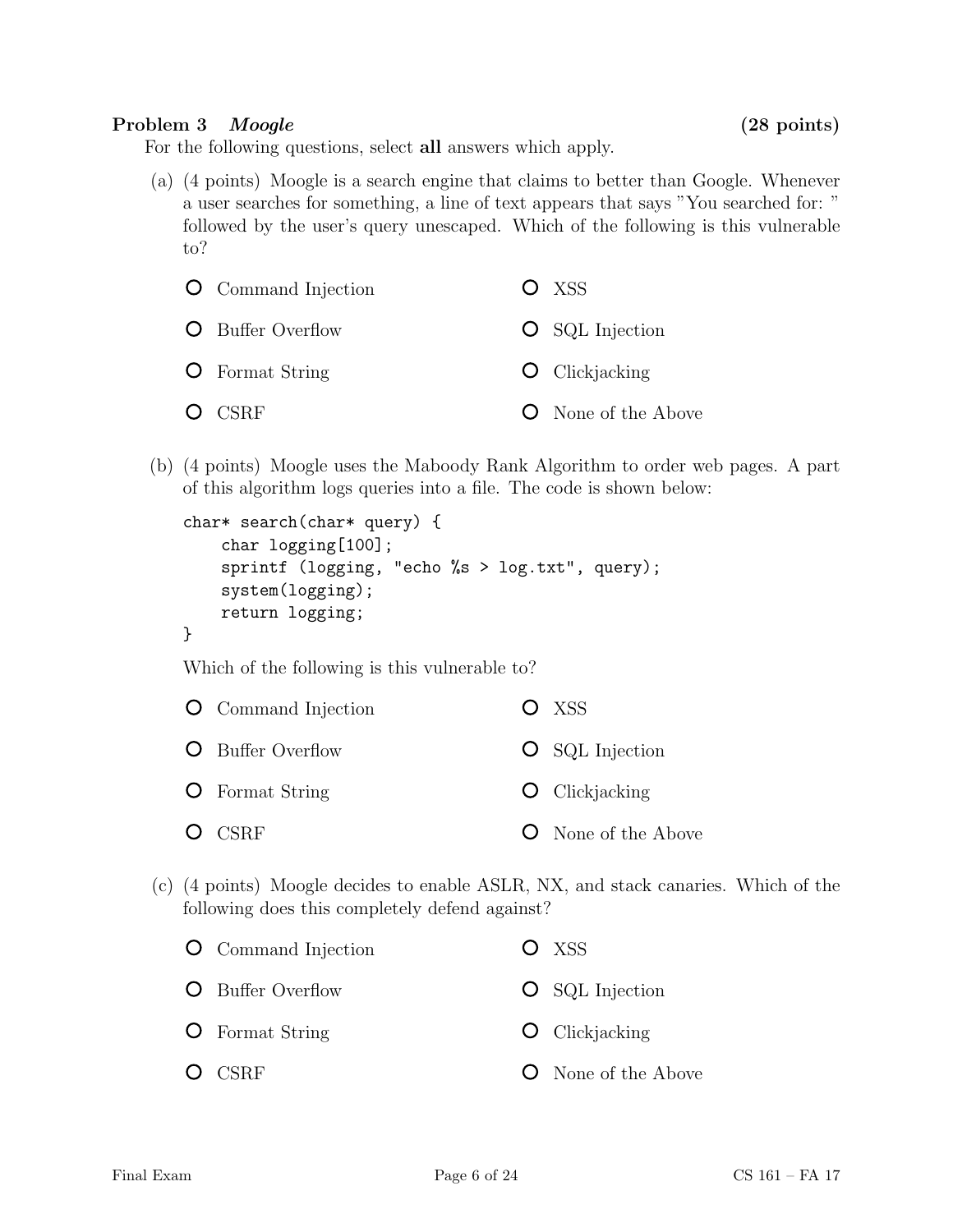**Problem 3** ***Moogle*** **(28 points)**

For the following questions, select **all** answers which apply.

(a) (4 points) Moogle is a search engine that claims to better than Google. Whenever a user searches for something, a line of text appears that says "You searched for: " followed by the user's query unescaped. Which of the following is this vulnerable to?

- ○ Command Injection
- ○ XSS
- ○ Buffer Overflow
- ○ SQL Injection
- ○ Format String
- ○ Clickjacking
- ○ CSRF
- ○ None of the Above

(b) (4 points) Moogle uses the Maboody Rank Algorithm to order web pages. A part of this algorithm logs queries into a file. The code is shown below:

```
char* search(char* query) {
    char logging[100];
    sprintf (logging, "echo %s > log.txt", query);
    system(logging);
    return logging;
}
```

Which of the following is this vulnerable to?

- ○ Command Injection
- ○ XSS
- ○ Buffer Overflow
- ○ SQL Injection
- ○ Format String
- ○ Clickjacking
- ○ CSRF
- ○ None of the Above

(c) (4 points) Moogle decides to enable ASLR, NX, and stack canaries. Which of the following does this completely defend against?

- ○ Command Injection
- ○ XSS
- ○ Buffer Overflow
- ○ SQL Injection
- ○ Format String
- ○ Clickjacking
- ○ CSRF
- ○ None of the Above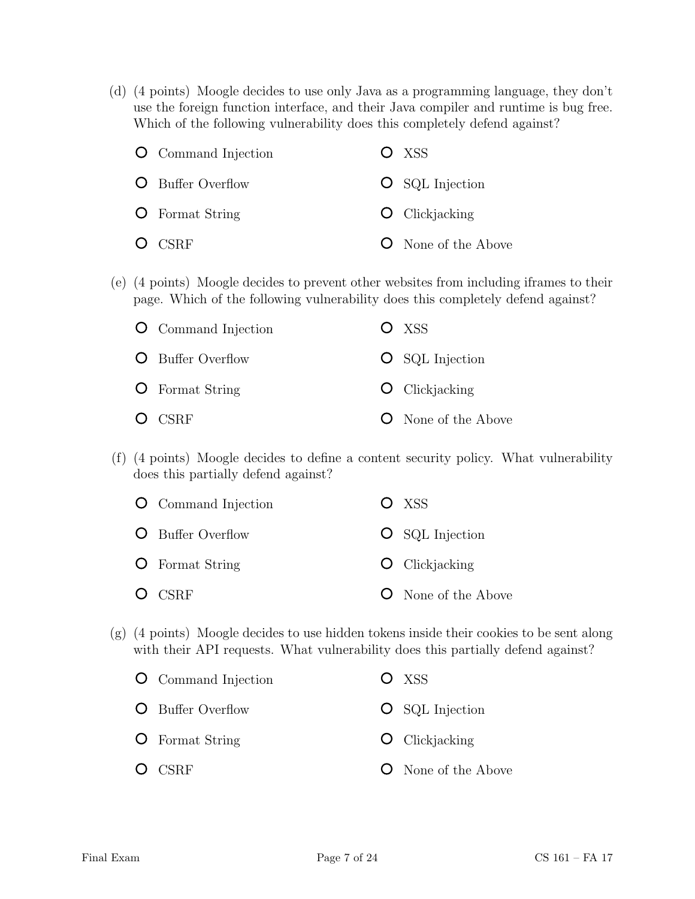(d) (4 points) Moogle decides to use only Java as a programming language, they don't use the foreign function interface, and their Java compiler and runtime is bug free. Which of the following vulnerability does this completely defend against?

- ○ Command Injection
- ○ XSS
- ○ Buffer Overflow
- ○ SQL Injection
- ○ Format String
- ○ Clickjacking
- ○ CSRF
- ○ None of the Above

(e) (4 points) Moogle decides to prevent other websites from including iframes to their page. Which of the following vulnerability does this completely defend against?

- ○ Command Injection
- ○ XSS
- ○ Buffer Overflow
- ○ SQL Injection
- ○ Format String
- ○ Clickjacking
- ○ CSRF
- ○ None of the Above

(f) (4 points) Moogle decides to define a content security policy. What vulnerability does this partially defend against?

- ○ Command Injection
- ○ XSS
- ○ Buffer Overflow
- ○ SQL Injection
- ○ Format String
- ○ Clickjacking
- ○ CSRF
- ○ None of the Above

(g) (4 points) Moogle decides to use hidden tokens inside their cookies to be sent along with their API requests. What vulnerability does this partially defend against?

- ○ Command Injection
- ○ XSS
- ○ Buffer Overflow
- ○ SQL Injection
- ○ Format String
- ○ Clickjacking
- ○ CSRF
- ○ None of the Above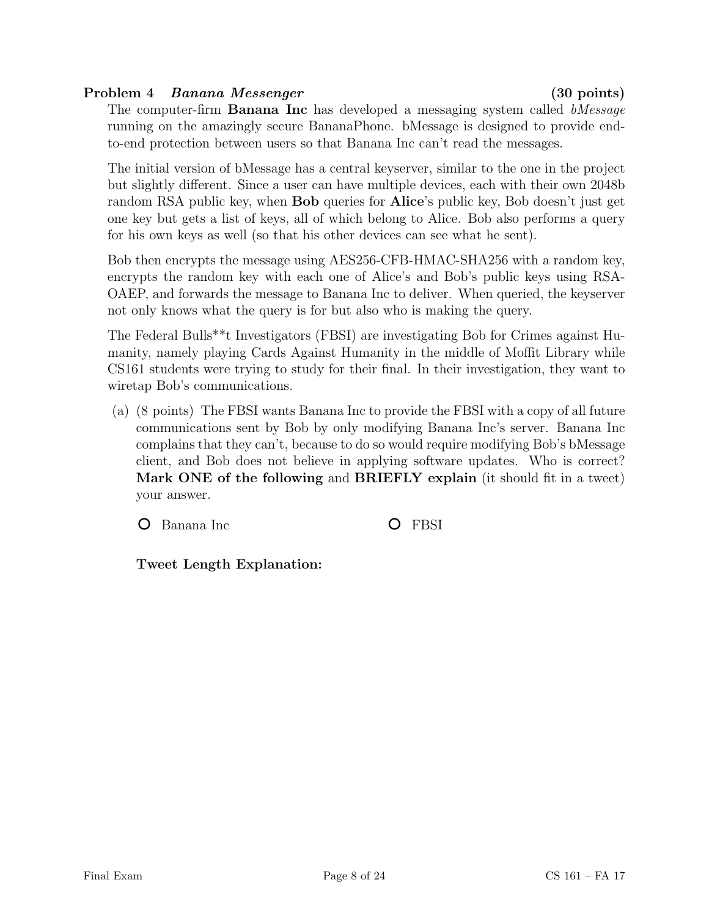**Problem 4** ***Banana Messenger*** **(30 points)**

The computer-firm **Banana Inc** has developed a messaging system called *bMessage* running on the amazingly secure BananaPhone. bMessage is designed to provide end-to-end protection between users so that Banana Inc can't read the messages.

The initial version of bMessage has a central keyserver, similar to the one in the project but slightly different. Since a user can have multiple devices, each with their own 2048b random RSA public key, when **Bob** queries for **Alice**'s public key, Bob doesn't just get one key but gets a list of keys, all of which belong to Alice. Bob also performs a query for his own keys as well (so that his other devices can see what he sent).

Bob then encrypts the message using AES256-CFB-HMAC-SHA256 with a random key, encrypts the random key with each one of Alice's and Bob's public keys using RSA-OAEP, and forwards the message to Banana Inc to deliver. When queried, the keyserver not only knows what the query is for but also who is making the query.

The Federal Bulls**t Investigators (FBSI) are investigating Bob for Crimes against Humanity, namely playing Cards Against Humanity in the middle of Moffit Library while CS161 students were trying to study for their final. In their investigation, they want to wiretap Bob's communications.

(a) (8 points) The FBSI wants Banana Inc to provide the FBSI with a copy of all future communications sent by Bob by only modifying Banana Inc's server. Banana Inc complains that they can't, because to do so would require modifying Bob's bMessage client, and Bob does not believe in applying software updates. Who is correct? **Mark ONE of the following** and **BRIEFLY explain** (it should fit in a tweet) your answer.

○ Banana Inc ○ FBSI

**Tweet Length Explanation:**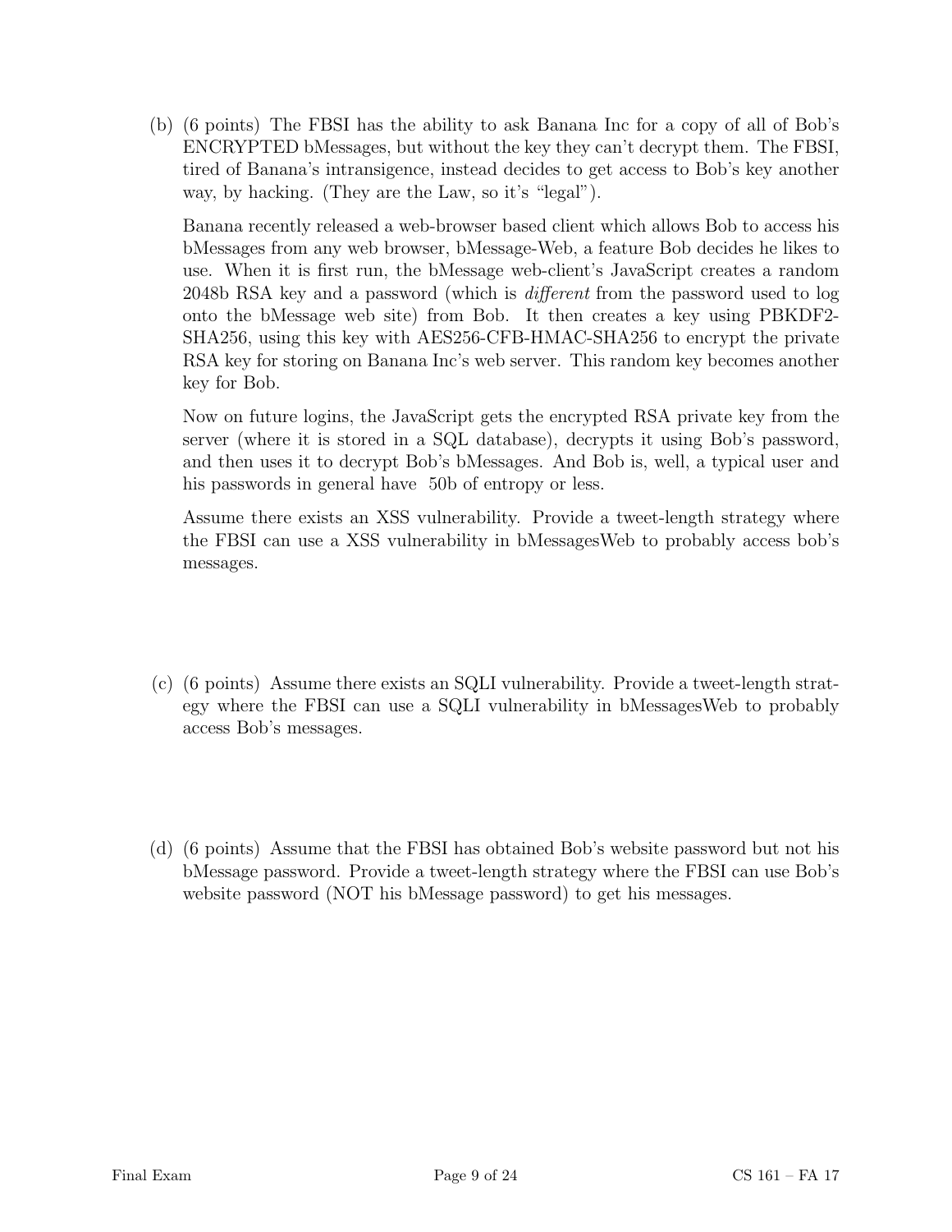(b) (6 points) The FBSI has the ability to ask Banana Inc for a copy of all of Bob's ENCRYPTED bMessages, but without the key they can't decrypt them. The FBSI, tired of Banana's intransigence, instead decides to get access to Bob's key another way, by hacking. (They are the Law, so it's "legal").

Banana recently released a web-browser based client which allows Bob to access his bMessages from any web browser, bMessage-Web, a feature Bob decides he likes to use. When it is first run, the bMessage web-client's JavaScript creates a random 2048b RSA key and a password (which is *different* from the password used to log onto the bMessage web site) from Bob. It then creates a key using PBKDF2-SHA256, using this key with AES256-CFB-HMAC-SHA256 to encrypt the private RSA key for storing on Banana Inc's web server. This random key becomes another key for Bob.

Now on future logins, the JavaScript gets the encrypted RSA private key from the server (where it is stored in a SQL database), decrypts it using Bob's password, and then uses it to decrypt Bob's bMessages. And Bob is, well, a typical user and his passwords in general have 50b of entropy or less.

Assume there exists an XSS vulnerability. Provide a tweet-length strategy where the FBSI can use a XSS vulnerability in bMessagesWeb to probably access bob's messages.

(c) (6 points) Assume there exists an SQLI vulnerability. Provide a tweet-length strategy where the FBSI can use a SQLI vulnerability in bMessagesWeb to probably access Bob's messages.

(d) (6 points) Assume that the FBSI has obtained Bob's website password but not his bMessage password. Provide a tweet-length strategy where the FBSI can use Bob's website password (NOT his bMessage password) to get his messages.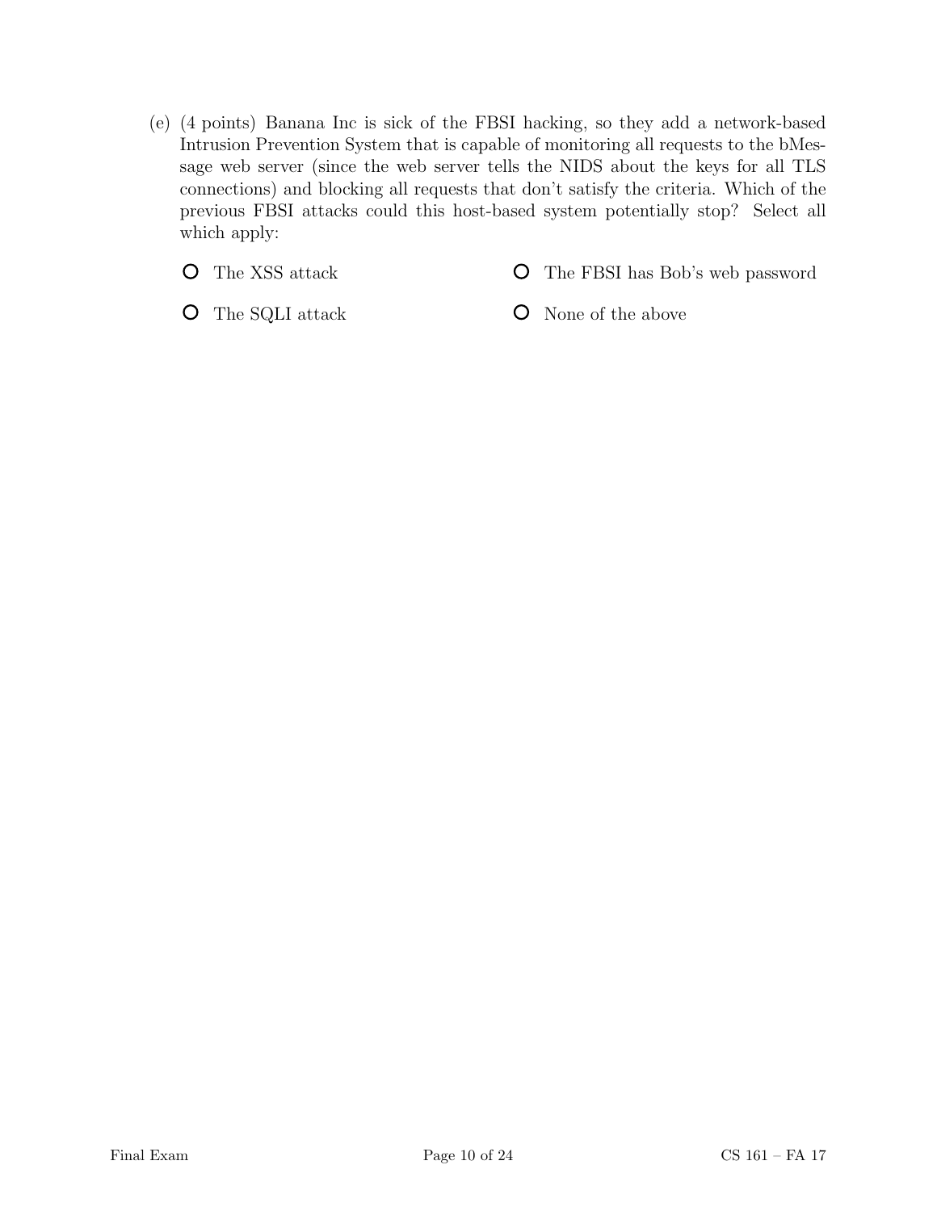(e) (4 points) Banana Inc is sick of the FBSI hacking, so they add a network-based Intrusion Prevention System that is capable of monitoring all requests to the bMessage web server (since the web server tells the NIDS about the keys for all TLS connections) and blocking all requests that don't satisfy the criteria. Which of the previous FBSI attacks could this host-based system potentially stop? Select all which apply:

- ○ The XSS attack
- ○ The FBSI has Bob's web password
- ○ The SQLI attack
- ○ None of the above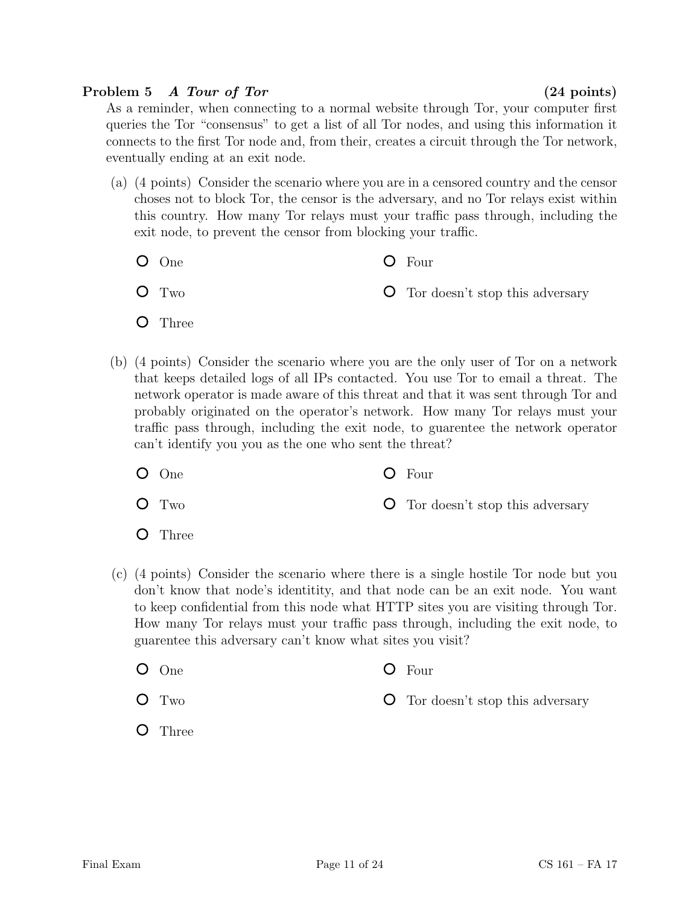**Problem 5** ***A Tour of Tor*** **(24 points)**

As a reminder, when connecting to a normal website through Tor, your computer first queries the Tor "consensus" to get a list of all Tor nodes, and using this information it connects to the first Tor node and, from their, creates a circuit through the Tor network, eventually ending at an exit node.

(a) (4 points) Consider the scenario where you are in a censored country and the censor choses not to block Tor, the censor is the adversary, and no Tor relays exist within this country. How many Tor relays must your traffic pass through, including the exit node, to prevent the censor from blocking your traffic.

- O One
- O Two
- O Three
- O Four
- O Tor doesn't stop this adversary

(b) (4 points) Consider the scenario where you are the only user of Tor on a network that keeps detailed logs of all IPs contacted. You use Tor to email a threat. The network operator is made aware of this threat and that it was sent through Tor and probably originated on the operator's network. How many Tor relays must your traffic pass through, including the exit node, to guarentee the network operator can't identify you you as the one who sent the threat?

- O One
- O Two
- O Three
- O Four
- O Tor doesn't stop this adversary

(c) (4 points) Consider the scenario where there is a single hostile Tor node but you don't know that node's identitity, and that node can be an exit node. You want to keep confidential from this node what HTTP sites you are visiting through Tor. How many Tor relays must your traffic pass through, including the exit node, to guarentee this adversary can't know what sites you visit?

- O One
- O Two
- O Three
- O Four
- O Tor doesn't stop this adversary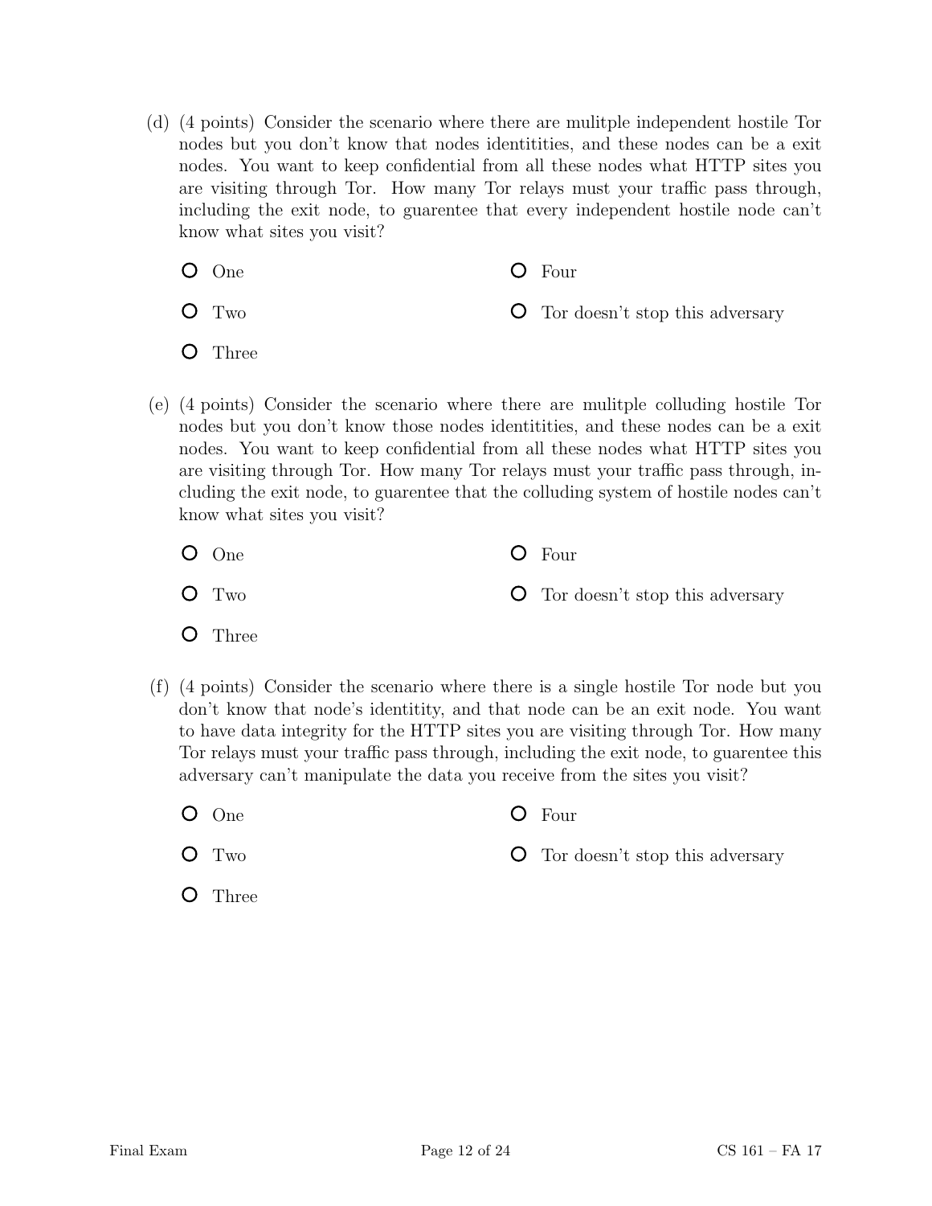(d) (4 points) Consider the scenario where there are mulitple independent hostile Tor nodes but you don't know that nodes identitities, and these nodes can be a exit nodes. You want to keep confidential from all these nodes what HTTP sites you are visiting through Tor. How many Tor relays must your traffic pass through, including the exit node, to guarentee that every independent hostile node can't know what sites you visit?

- ○ One
- ○ Two
- ○ Three
- ○ Four
- ○ Tor doesn't stop this adversary

(e) (4 points) Consider the scenario where there are mulitple colluding hostile Tor nodes but you don't know those nodes identitities, and these nodes can be a exit nodes. You want to keep confidential from all these nodes what HTTP sites you are visiting through Tor. How many Tor relays must your traffic pass through, including the exit node, to guarentee that the colluding system of hostile nodes can't know what sites you visit?

- ○ One
- ○ Two
- ○ Three
- ○ Four
- ○ Tor doesn't stop this adversary

(f) (4 points) Consider the scenario where there is a single hostile Tor node but you don't know that node's identitity, and that node can be an exit node. You want to have data integrity for the HTTP sites you are visiting through Tor. How many Tor relays must your traffic pass through, including the exit node, to guarentee this adversary can't manipulate the data you receive from the sites you visit?

- ○ One
- ○ Two
- ○ Three
- ○ Four
- ○ Tor doesn't stop this adversary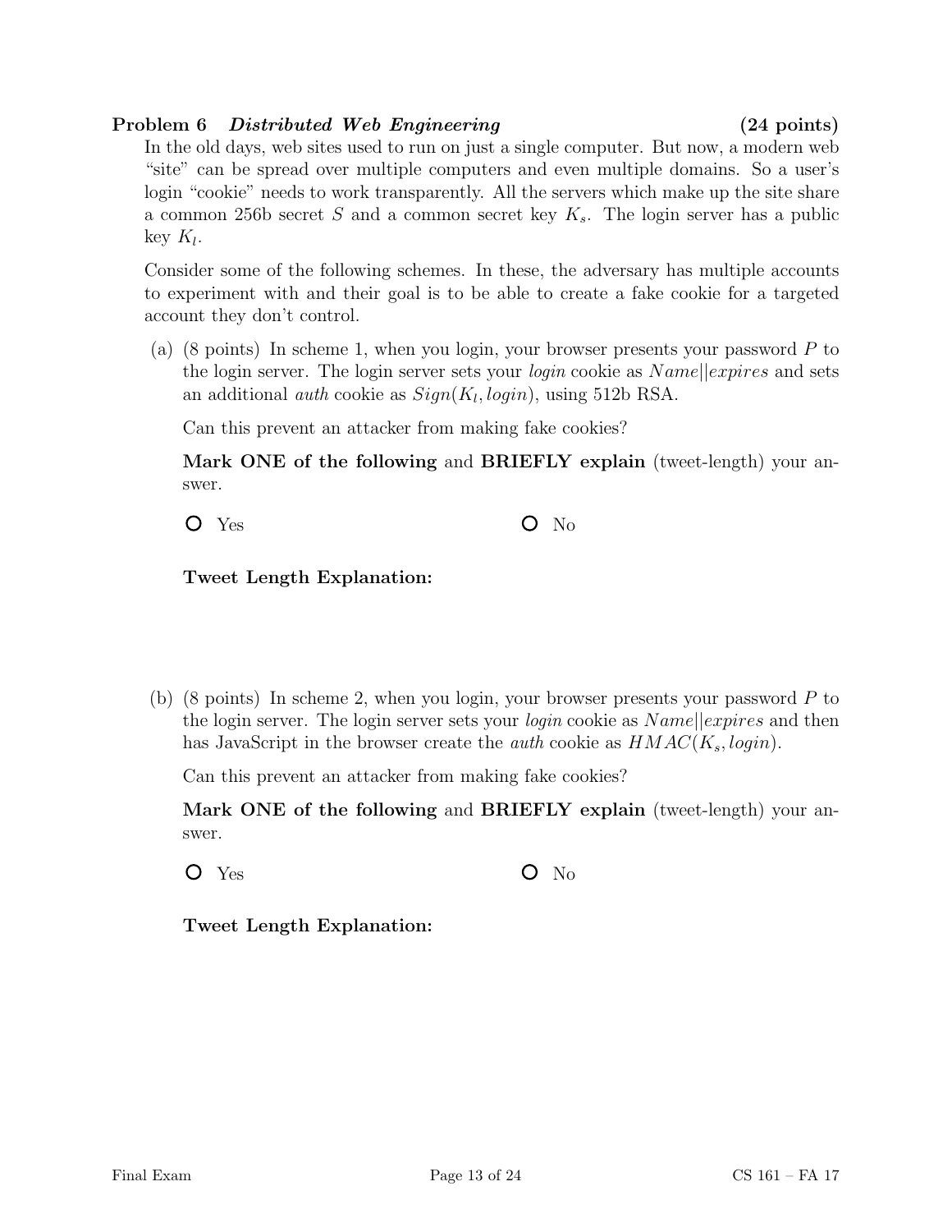**Problem 6** ***Distributed Web Engineering*** **(24 points)**

In the old days, web sites used to run on just a single computer. But now, a modern web "site" can be spread over multiple computers and even multiple domains. So a user's login "cookie" needs to work transparently. All the servers which make up the site share a common 256b secret $S$ and a common secret key $K_s$. The login server has a public key $K_l$.

Consider some of the following schemes. In these, the adversary has multiple accounts to experiment with and their goal is to be able to create a fake cookie for a targeted account they don't control.

(a) (8 points) In scheme 1, when you login, your browser presents your password $P$ to the login server. The login server sets your *login* cookie as $Name||expires$ and sets an additional *auth* cookie as $Sign(K_l, login)$, using 512b RSA.

Can this prevent an attacker from making fake cookies?

**Mark ONE of the following** and **BRIEFLY explain** (tweet-length) your answer.

○ Yes ○ No

**Tweet Length Explanation:**

(b) (8 points) In scheme 2, when you login, your browser presents your password $P$ to the login server. The login server sets your *login* cookie as $Name||expires$ and then has JavaScript in the browser create the *auth* cookie as $HMAC(K_s, login)$.

Can this prevent an attacker from making fake cookies?

**Mark ONE of the following** and **BRIEFLY explain** (tweet-length) your answer.

○ Yes ○ No

**Tweet Length Explanation:**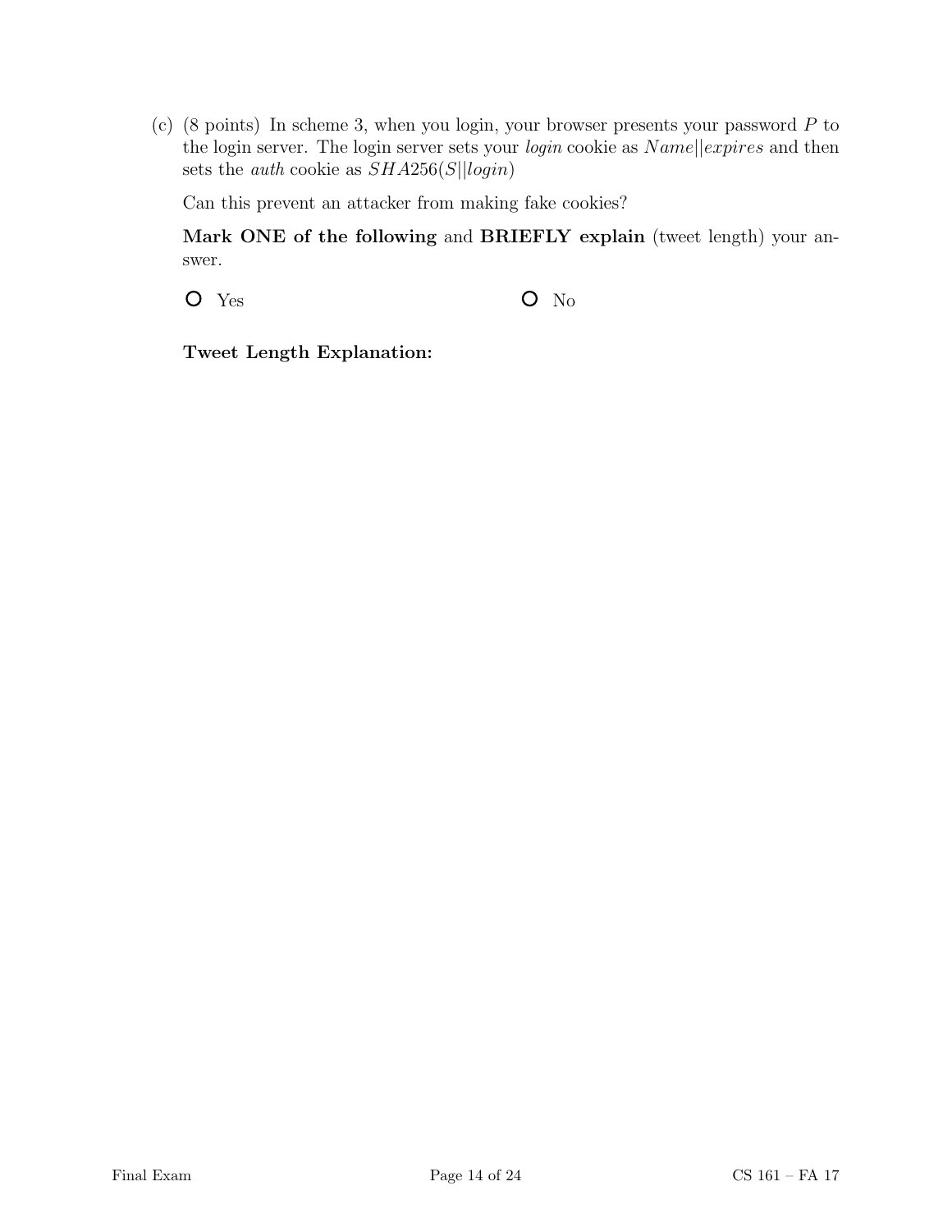(c) (8 points) In scheme 3, when you login, your browser presents your password $P$ to the login server. The login server sets your *login* cookie as $Name||expires$ and then sets the *auth* cookie as $SHA256(S||login)$

Can this prevent an attacker from making fake cookies?

**Mark ONE of the following** and **BRIEFLY explain** (tweet length) your answer.

○ Yes ○ No

**Tweet Length Explanation:**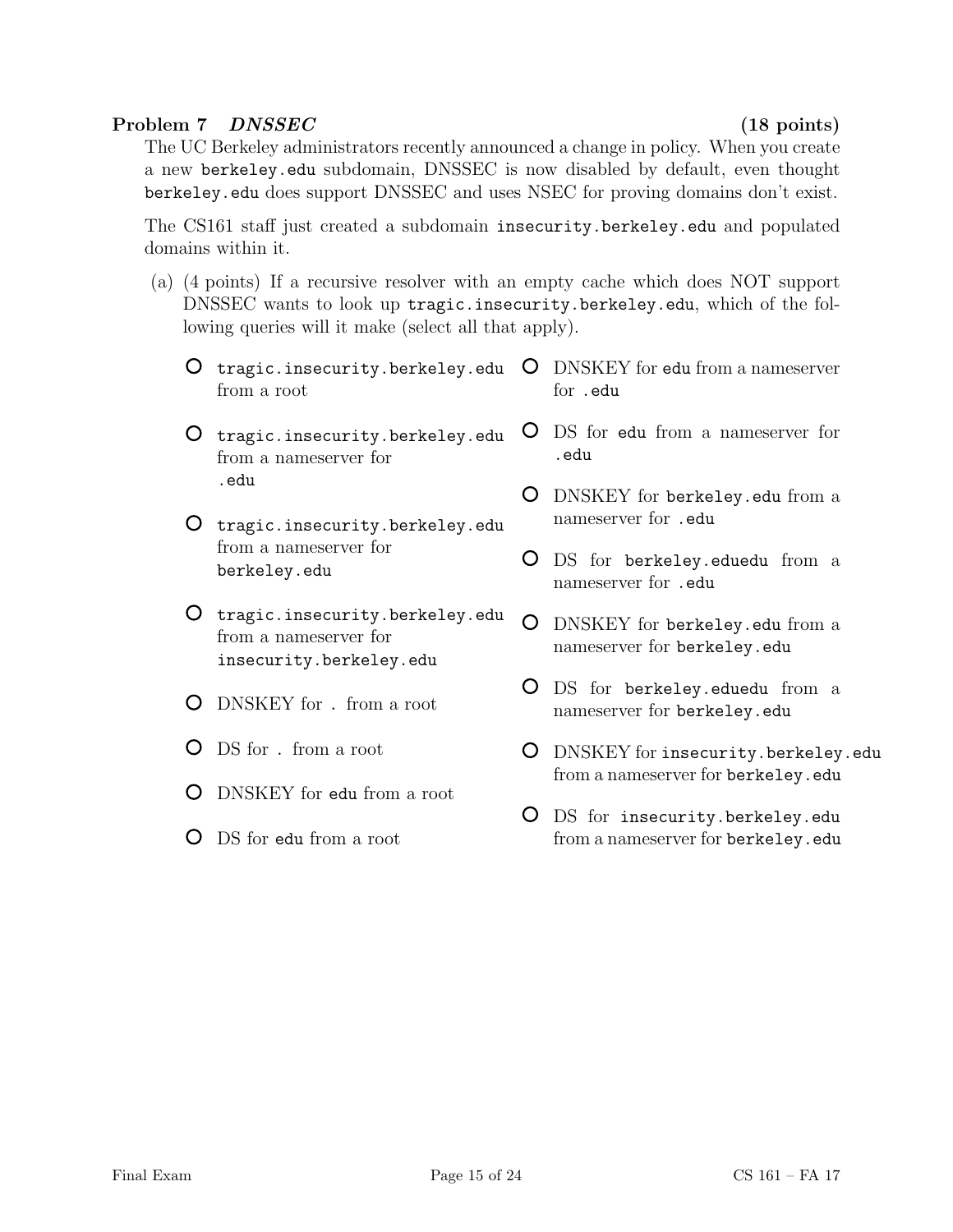**Problem 7** ***DNSSEC*** **(18 points)**

The UC Berkeley administrators recently announced a change in policy. When you create a new berkeley.edu subdomain, DNSSEC is now disabled by default, even thought berkeley.edu does support DNSSEC and uses NSEC for proving domains don't exist.

The CS161 staff just created a subdomain insecurity.berkeley.edu and populated domains within it.

(a) (4 points) If a recursive resolver with an empty cache which does NOT support DNSSEC wants to look up tragic.insecurity.berkeley.edu, which of the following queries will it make (select all that apply).

- ○ tragic.insecurity.berkeley.edu from a root
- ○ tragic.insecurity.berkeley.edu from a nameserver for .edu
- ○ tragic.insecurity.berkeley.edu from a nameserver for berkeley.edu
- ○ tragic.insecurity.berkeley.edu from a nameserver for insecurity.berkeley.edu
- ○ DNSKEY for . from a root
- ○ DS for . from a root
- ○ DNSKEY for edu from a root
- ○ DS for edu from a root
- ○ DNSKEY for edu from a nameserver for .edu
- ○ DS for edu from a nameserver for .edu
- ○ DNSKEY for berkeley.edu from a nameserver for .edu
- ○ DS for berkeley.eduedu from a nameserver for .edu
- ○ DNSKEY for berkeley.edu from a nameserver for berkeley.edu
- ○ DS for berkeley.eduedu from a nameserver for berkeley.edu
- ○ DNSKEY for insecurity.berkeley.edu from a nameserver for berkeley.edu
- ○ DS for insecurity.berkeley.edu from a nameserver for berkeley.edu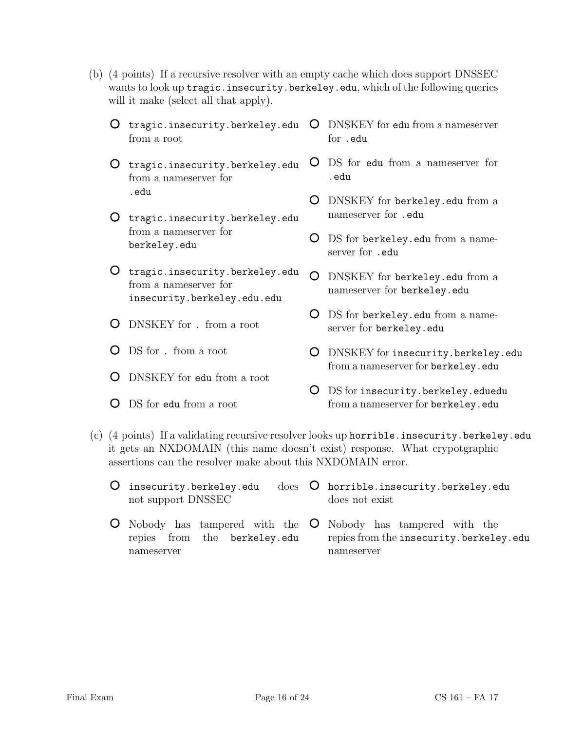(b) (4 points) If a recursive resolver with an empty cache which does support DNSSEC wants to look up `tragic.insecurity.berkeley.edu`, which of the following queries will it make (select all that apply).

- ○ `tragic.insecurity.berkeley.edu` from a root
- ○ `tragic.insecurity.berkeley.edu` from a nameserver for `.edu`
- ○ `tragic.insecurity.berkeley.edu` from a nameserver for `berkeley.edu`
- ○ `tragic.insecurity.berkeley.edu` from a nameserver for `insecurity.berkeley.edu.edu`
- ○ DNSKEY for `.` from a root
- ○ DS for `.` from a root
- ○ DNSKEY for `edu` from a root
- ○ DS for `edu` from a root
- ○ DNSKEY for `edu` from a nameserver for `.edu`
- ○ DS for `edu` from a nameserver for `.edu`
- ○ DNSKEY for `berkeley.edu` from a nameserver for `.edu`
- ○ DS for `berkeley.edu` from a nameserver for `.edu`
- ○ DNSKEY for `berkeley.edu` from a nameserver for `berkeley.edu`
- ○ DS for `berkeley.edu` from a nameserver for `berkeley.edu`
- ○ DNSKEY for `insecurity.berkeley.edu` from a nameserver for `berkeley.edu`
- ○ DS for `insecurity.berkeley.eduedu` from a nameserver for `berkeley.edu`

(c) (4 points) If a validating recursive resolver looks up `horrible.insecurity.berkeley.edu` it gets an NXDOMAIN (this name doesn't exist) response. What crypotgraphic assertions can the resolver make about this NXDOMAIN error.

- ○ `insecurity.berkeley.edu` does not support DNSSEC
- ○ Nobody has tampered with the repies from the `berkeley.edu` nameserver
- ○ `horrible.insecurity.berkeley.edu` does not exist
- ○ Nobody has tampered with the repies from the `insecurity.berkeley.edu` nameserver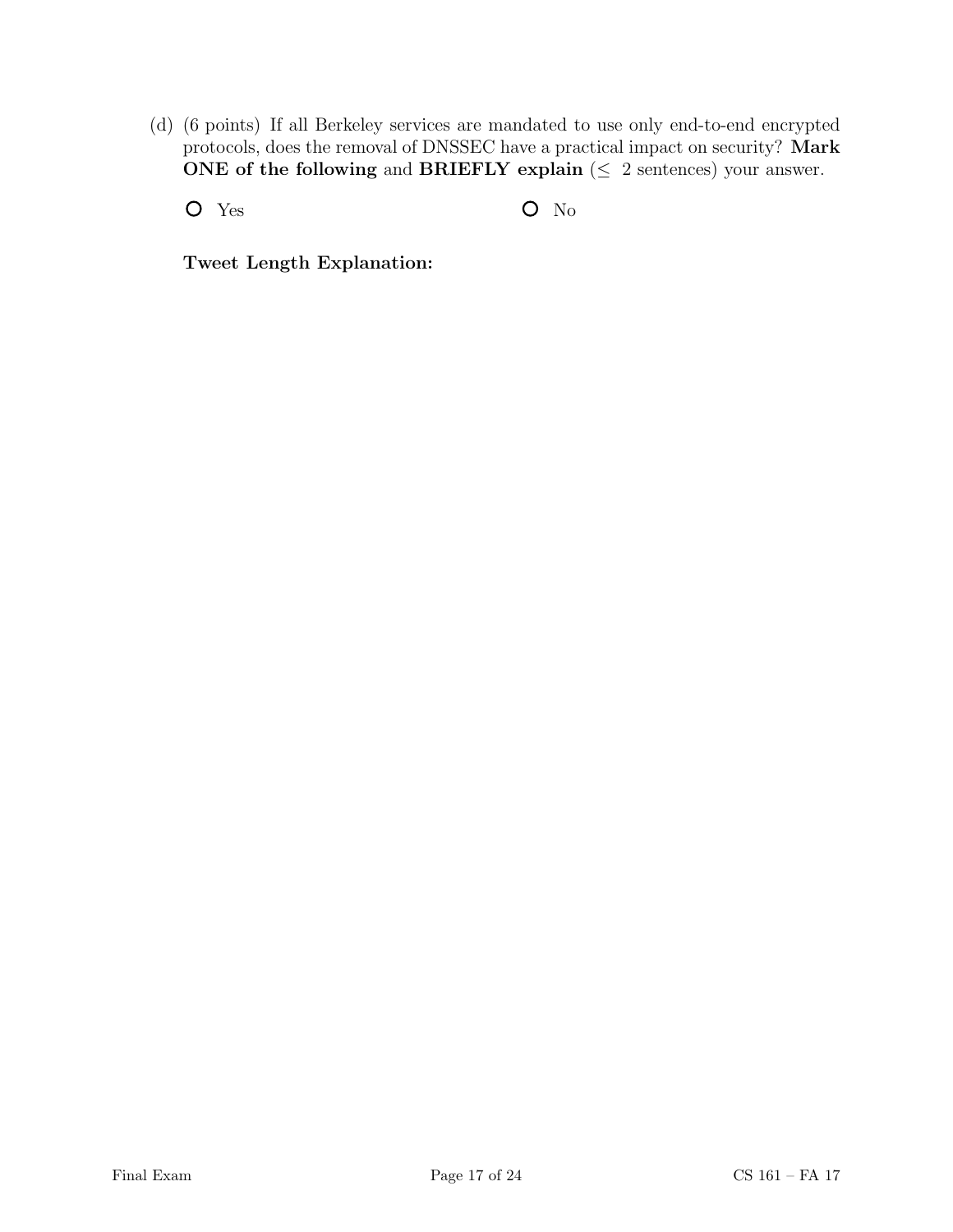(d) (6 points) If all Berkeley services are mandated to use only end-to-end encrypted protocols, does the removal of DNSSEC have a practical impact on security? **Mark ONE of the following** and **BRIEFLY explain** ($\leq$ 2 sentences) your answer.

○ Yes ○ No

**Tweet Length Explanation:**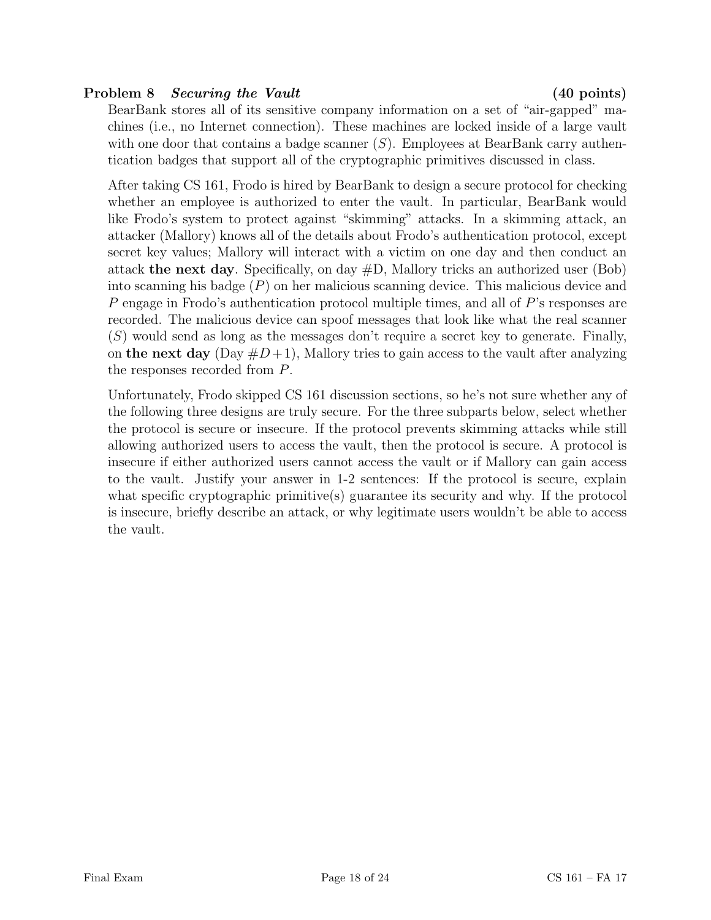**Problem 8** ***Securing the Vault*** **(40 points)**

BearBank stores all of its sensitive company information on a set of "air-gapped" machines (i.e., no Internet connection). These machines are locked inside of a large vault with one door that contains a badge scanner ($S$). Employees at BearBank carry authentication badges that support all of the cryptographic primitives discussed in class.

After taking CS 161, Frodo is hired by BearBank to design a secure protocol for checking whether an employee is authorized to enter the vault. In particular, BearBank would like Frodo's system to protect against "skimming" attacks. In a skimming attack, an attacker (Mallory) knows all of the details about Frodo's authentication protocol, except secret key values; Mallory will interact with a victim on one day and then conduct an attack **the next day**. Specifically, on day #D, Mallory tricks an authorized user (Bob) into scanning his badge ($P$) on her malicious scanning device. This malicious device and $P$ engage in Frodo's authentication protocol multiple times, and all of $P$'s responses are recorded. The malicious device can spoof messages that look like what the real scanner ($S$) would send as long as the messages don't require a secret key to generate. Finally, on **the next day** (Day $\#D+1$), Mallory tries to gain access to the vault after analyzing the responses recorded from $P$.

Unfortunately, Frodo skipped CS 161 discussion sections, so he's not sure whether any of the following three designs are truly secure. For the three subparts below, select whether the protocol is secure or insecure. If the protocol prevents skimming attacks while still allowing authorized users to access the vault, then the protocol is secure. A protocol is insecure if either authorized users cannot access the vault or if Mallory can gain access to the vault. Justify your answer in 1-2 sentences: If the protocol is secure, explain what specific cryptographic primitive(s) guarantee its security and why. If the protocol is insecure, briefly describe an attack, or why legitimate users wouldn't be able to access the vault.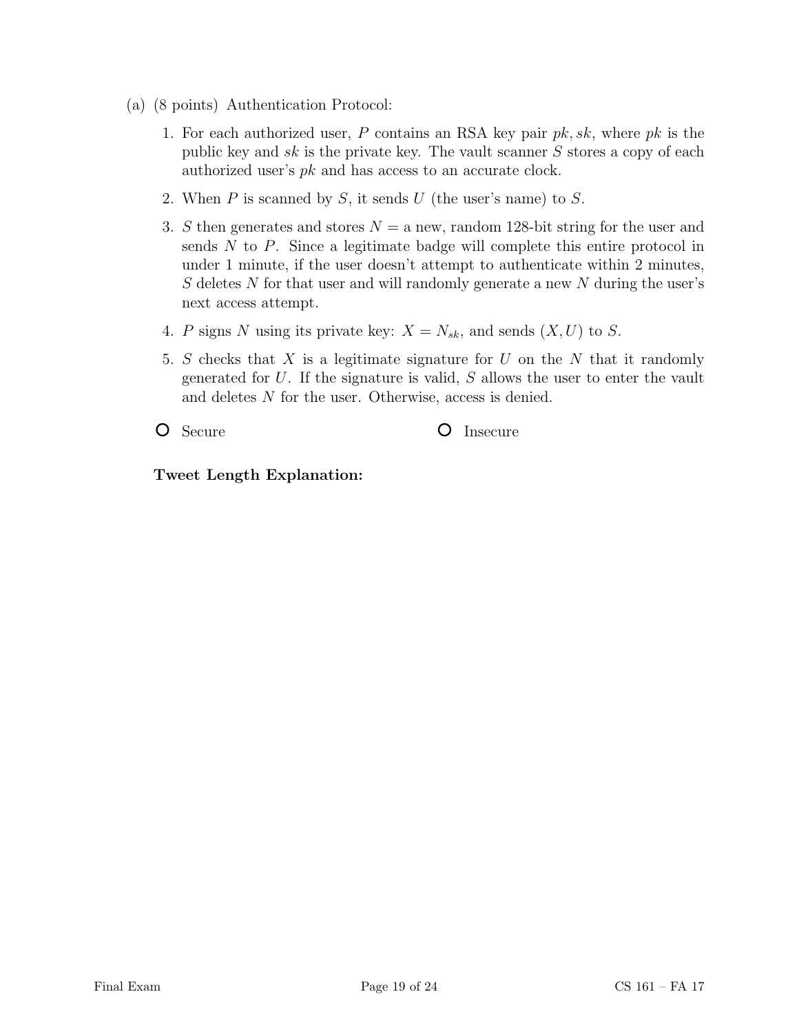(a) (8 points) Authentication Protocol:

1. For each authorized user, $P$ contains an RSA key pair $pk, sk$, where $pk$ is the public key and $sk$ is the private key. The vault scanner $S$ stores a copy of each authorized user's $pk$ and has access to an accurate clock.
2. When $P$ is scanned by $S$, it sends $U$ (the user's name) to $S$.
3. $S$ then generates and stores $N$ = a new, random 128-bit string for the user and sends $N$ to $P$. Since a legitimate badge will complete this entire protocol in under 1 minute, if the user doesn't attempt to authenticate within 2 minutes, $S$ deletes $N$ for that user and will randomly generate a new $N$ during the user's next access attempt.
4. $P$ signs $N$ using its private key: $X = N_{sk}$, and sends $(X, U)$ to $S$.
5. $S$ checks that $X$ is a legitimate signature for $U$ on the $N$ that it randomly generated for $U$. If the signature is valid, $S$ allows the user to enter the vault and deletes $N$ for the user. Otherwise, access is denied.

○ Secure ○ Insecure

**Tweet Length Explanation:**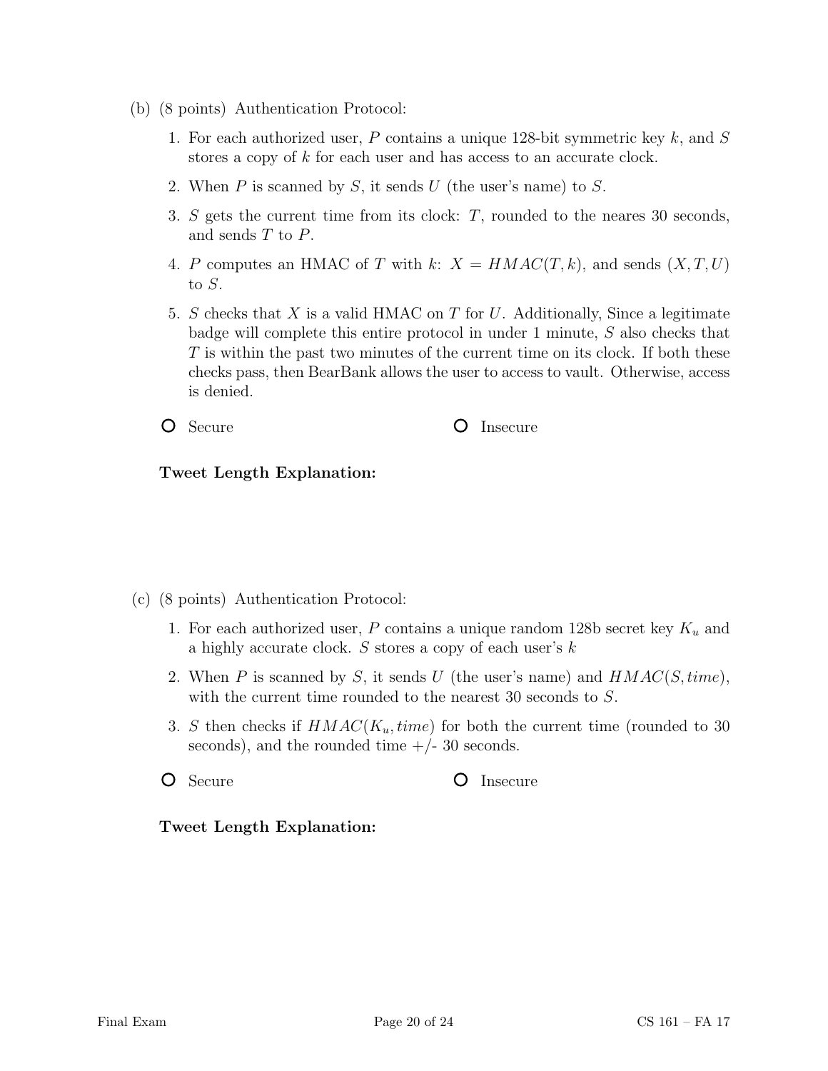(b) (8 points) Authentication Protocol:

1. For each authorized user, $P$ contains a unique 128-bit symmetric key $k$, and $S$ stores a copy of $k$ for each user and has access to an accurate clock.
2. When $P$ is scanned by $S$, it sends $U$ (the user's name) to $S$.
3. $S$ gets the current time from its clock: $T$, rounded to the neares 30 seconds, and sends $T$ to $P$.
4. $P$ computes an HMAC of $T$ with $k$: $X = HMAC(T, k)$, and sends $(X, T, U)$ to $S$.
5. $S$ checks that $X$ is a valid HMAC on $T$ for $U$. Additionally, Since a legitimate badge will complete this entire protocol in under 1 minute, $S$ also checks that $T$ is within the past two minutes of the current time on its clock. If both these checks pass, then BearBank allows the user to access to vault. Otherwise, access is denied.

○ Secure　　　　○ Insecure

**Tweet Length Explanation:**

(c) (8 points) Authentication Protocol:

1. For each authorized user, $P$ contains a unique random 128b secret key $K_u$ and a highly accurate clock. $S$ stores a copy of each user's $k$
2. When $P$ is scanned by $S$, it sends $U$ (the user's name) and $HMAC(S, time)$, with the current time rounded to the nearest 30 seconds to $S$.
3. $S$ then checks if $HMAC(K_u, time)$ for both the current time (rounded to 30 seconds), and the rounded time +/- 30 seconds.

○ Secure　　　　○ Insecure

**Tweet Length Explanation:**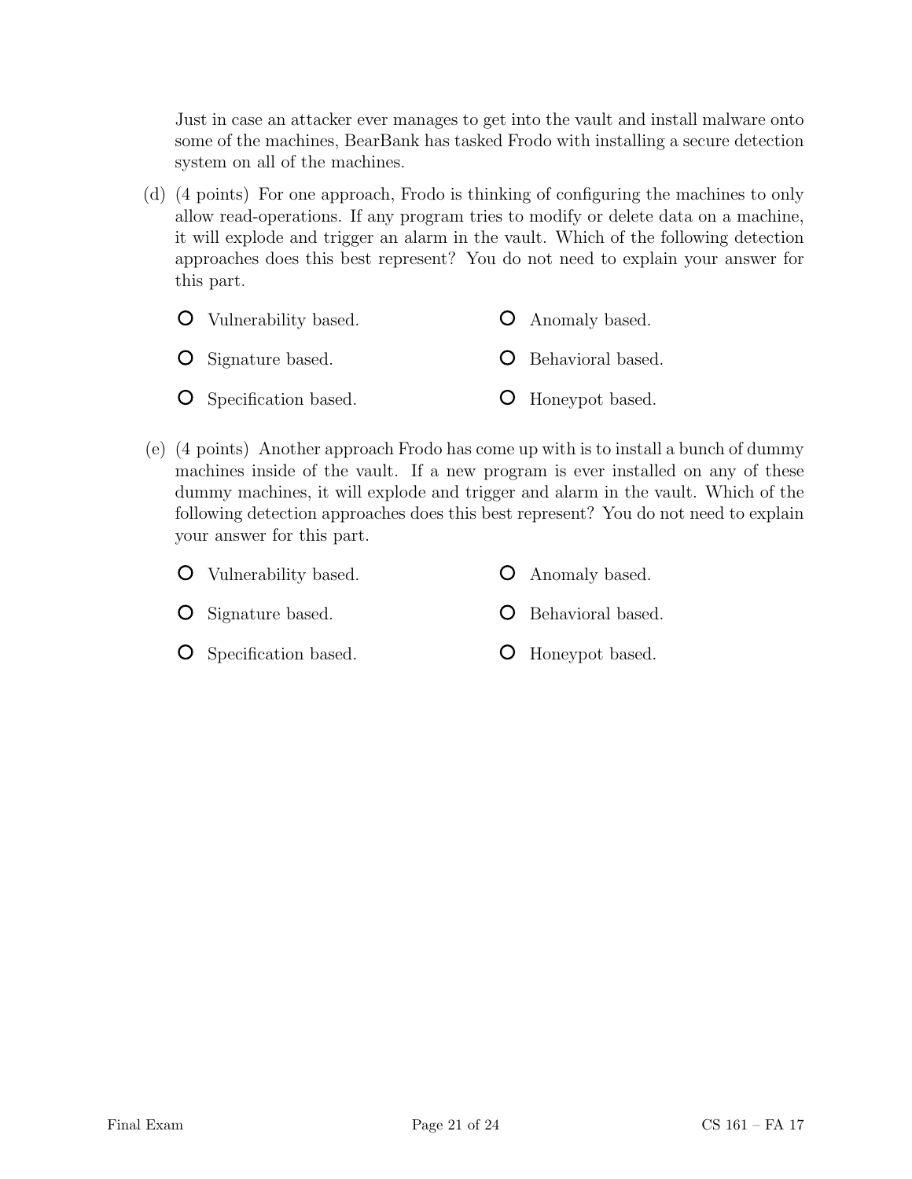Just in case an attacker ever manages to get into the vault and install malware onto some of the machines, BearBank has tasked Frodo with installing a secure detection system on all of the machines.

(d) (4 points) For one approach, Frodo is thinking of configuring the machines to only allow read-operations. If any program tries to modify or delete data on a machine, it will explode and trigger an alarm in the vault. Which of the following detection approaches does this best represent? You do not need to explain your answer for this part.

- O Vulnerability based.
- O Anomaly based.
- O Signature based.
- O Behavioral based.
- O Specification based.
- O Honeypot based.

(e) (4 points) Another approach Frodo has come up with is to install a bunch of dummy machines inside of the vault. If a new program is ever installed on any of these dummy machines, it will explode and trigger and alarm in the vault. Which of the following detection approaches does this best represent? You do not need to explain your answer for this part.

- O Vulnerability based.
- O Anomaly based.
- O Signature based.
- O Behavioral based.
- O Specification based.
- O Honeypot based.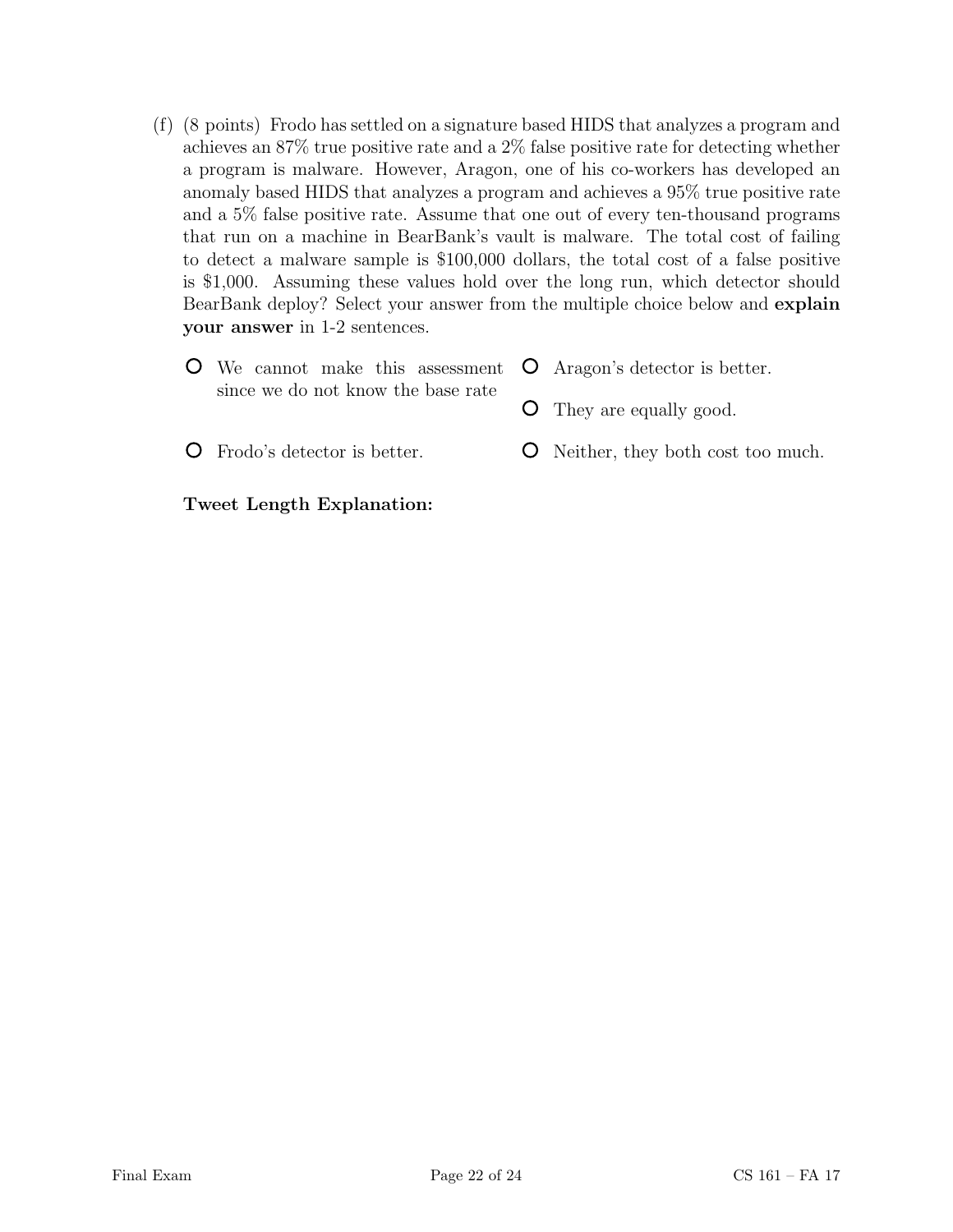(f) (8 points) Frodo has settled on a signature based HIDS that analyzes a program and achieves an 87% true positive rate and a 2% false positive rate for detecting whether a program is malware. However, Aragon, one of his co-workers has developed an anomaly based HIDS that analyzes a program and achieves a 95% true positive rate and a 5% false positive rate. Assume that one out of every ten-thousand programs that run on a machine in BearBank's vault is malware. The total cost of failing to detect a malware sample is \$100,000 dollars, the total cost of a false positive is \$1,000. Assuming these values hold over the long run, which detector should BearBank deploy? Select your answer from the multiple choice below and **explain your answer** in 1-2 sentences.

- ○ We cannot make this assessment since we do not know the base rate
- ○ Frodo's detector is better.
- ○ Aragon's detector is better.
- ○ They are equally good.
- ○ Neither, they both cost too much.

**Tweet Length Explanation:**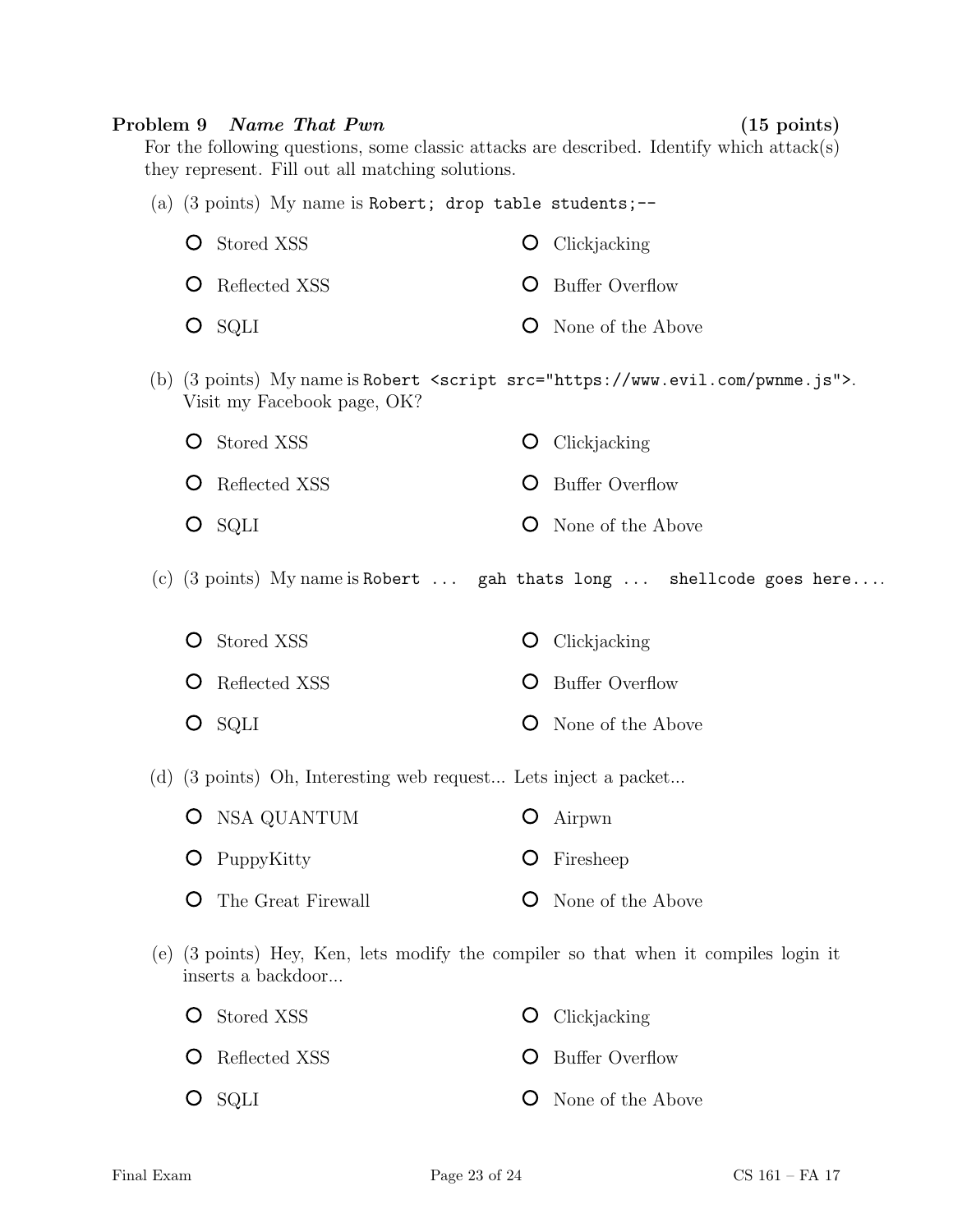**Problem 9** ***Name That Pwn*** **(15 points)**

For the following questions, some classic attacks are described. Identify which attack(s) they represent. Fill out all matching solutions.

(a) (3 points) My name is `Robert; drop table students;--`

- ○ Stored XSS
- ○ Clickjacking
- ○ Reflected XSS
- ○ Buffer Overflow
- ○ SQLI
- ○ None of the Above

(b) (3 points) My name is `Robert <script src="https://www.evil.com/pwnme.js">`. Visit my Facebook page, OK?

- ○ Stored XSS
- ○ Clickjacking
- ○ Reflected XSS
- ○ Buffer Overflow
- ○ SQLI
- ○ None of the Above

(c) (3 points) My name is `Robert ... gah thats long ... shellcode goes here....`

- ○ Stored XSS
- ○ Clickjacking
- ○ Reflected XSS
- ○ Buffer Overflow
- ○ SQLI
- ○ None of the Above

(d) (3 points) Oh, Interesting web request... Lets inject a packet...

- ○ NSA QUANTUM
- ○ Airpwn
- ○ PuppyKitty
- ○ Firesheep
- ○ The Great Firewall
- ○ None of the Above

(e) (3 points) Hey, Ken, lets modify the compiler so that when it compiles login it inserts a backdoor...

- ○ Stored XSS
- ○ Clickjacking
- ○ Reflected XSS
- ○ Buffer Overflow
- ○ SQLI
- ○ None of the Above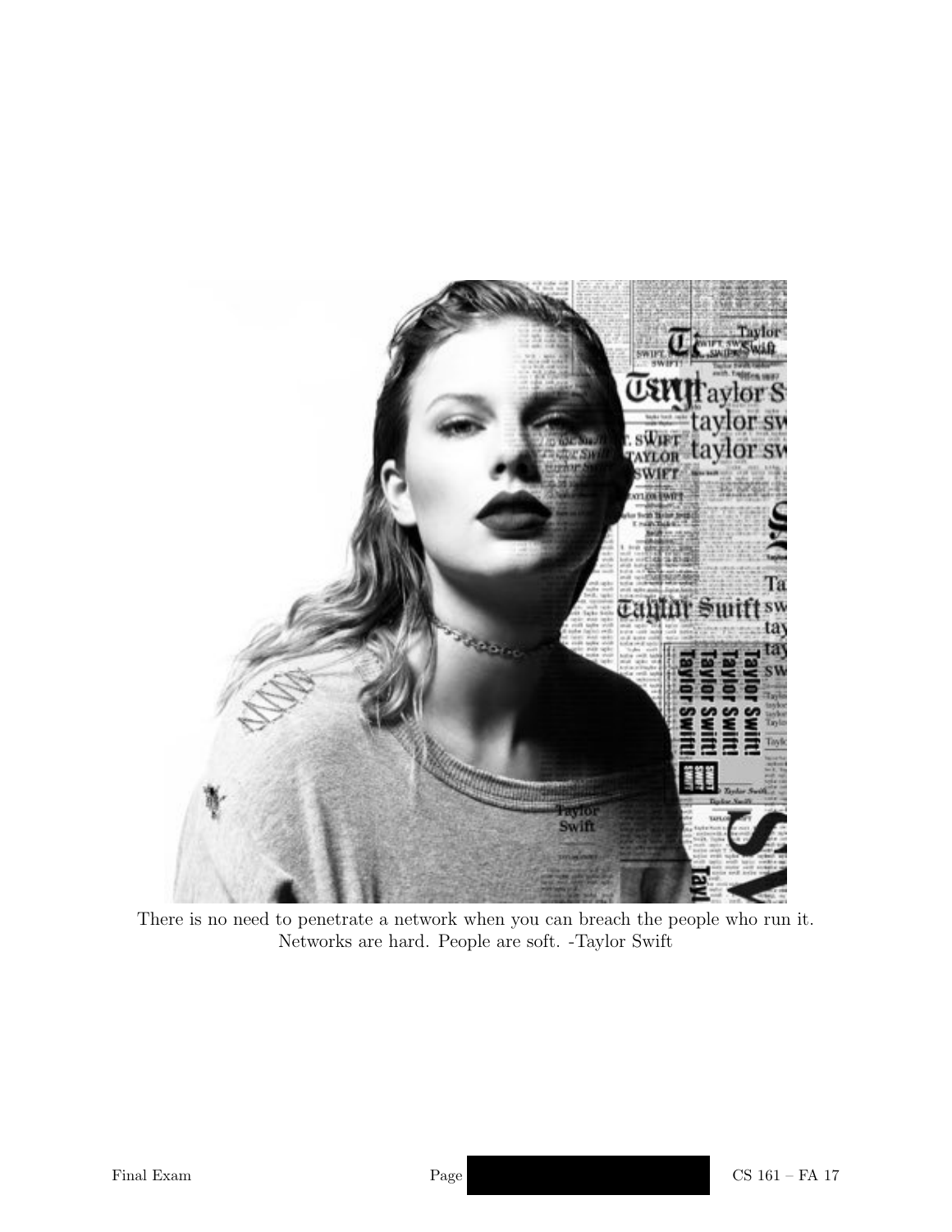There is no need to penetrate a network when you can breach the people who run it.
Networks are hard. People are soft. -Taylor Swift